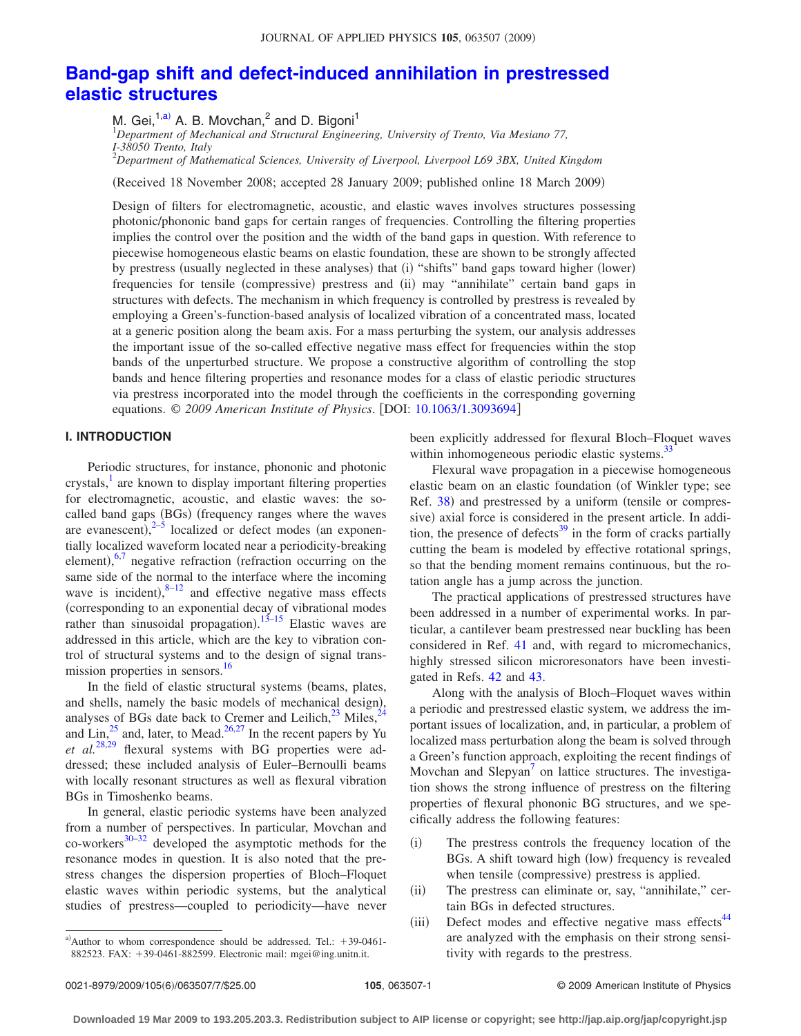# Band-gap shift and defect-induced annihilation in prestressed elastic structures

M. Gei,[1,a)] A. B. Movchan,[2] and D. Bigoni[1]

[1]*Department of Mechanical and Structural Engineering, University of Trento, Via Mesiano 77, I-38050 Trento, Italy*
[2]*Department of Mathematical Sciences, University of Liverpool, Liverpool L69 3BX, United Kingdom*

(Received 18 November 2008; accepted 28 January 2009; published online 18 March 2009)

Design of filters for electromagnetic, acoustic, and elastic waves involves structures possessing photonic/phononic band gaps for certain ranges of frequencies. Controlling the filtering properties implies the control over the position and the width of the band gaps in question. With reference to piecewise homogeneous elastic beams on elastic foundation, these are shown to be strongly affected by prestress (usually neglected in these analyses) that (i) "shifts" band gaps toward higher (lower) frequencies for tensile (compressive) prestress and (ii) may "annihilate" certain band gaps in structures with defects. The mechanism in which frequency is controlled by prestress is revealed by employing a Green's-function-based analysis of localized vibration of a concentrated mass, located at a generic position along the beam axis. For a mass perturbing the system, our analysis addresses the important issue of the so-called effective negative mass effect for frequencies within the stop bands of the unperturbed structure. We propose a constructive algorithm of controlling the stop bands and hence filtering properties and resonance modes for a class of elastic periodic structures via prestress incorporated into the model through the coefficients in the corresponding governing equations. © *2009 American Institute of Physics*. [DOI: 10.1063/1.3093694]

## I. INTRODUCTION

Periodic structures, for instance, phononic and photonic crystals,[1] are known to display important filtering properties for electromagnetic, acoustic, and elastic waves: the so-called band gaps (BGs) (frequency ranges where the waves are evanescent),[2–5] localized or defect modes (an exponentially localized waveform located near a periodicity-breaking element),[6,7] negative refraction (refraction occurring on the same side of the normal to the interface where the incoming wave is incident),[8–12] and effective negative mass effects (corresponding to an exponential decay of vibrational modes rather than sinusoidal propagation).[13–15] Elastic waves are addressed in this article, which are the key to vibration control of structural systems and to the design of signal transmission properties in sensors.[16]

In the field of elastic structural systems (beams, plates, and shells, namely the basic models of mechanical design), analyses of BGs date back to Cremer and Leilich,[23] Miles,[24] and Lin,[25] and, later, to Mead.[26,27] In the recent papers by Yu *et al.*[28,29] flexural systems with BG properties were addressed; these included analysis of Euler–Bernoulli beams with locally resonant structures as well as flexural vibration BGs in Timoshenko beams.

In general, elastic periodic systems have been analyzed from a number of perspectives. In particular, Movchan and co-workers[30–32] developed the asymptotic methods for the resonance modes in question. It is also noted that the prestress changes the dispersion properties of Bloch–Floquet elastic waves within periodic systems, but the analytical studies of prestress—coupled to periodicity—have never been explicitly addressed for flexural Bloch–Floquet waves within inhomogeneous periodic elastic systems.[33]

Flexural wave propagation in a piecewise homogeneous elastic beam on an elastic foundation (of Winkler type; see Ref. 38) and prestressed by a uniform (tensile or compressive) axial force is considered in the present article. In addition, the presence of defects[39] in the form of cracks partially cutting the beam is modeled by effective rotational springs, so that the bending moment remains continuous, but the rotation angle has a jump across the junction.

The practical applications of prestressed structures have been addressed in a number of experimental works. In particular, a cantilever beam prestressed near buckling has been considered in Ref. 41 and, with regard to micromechanics, highly stressed silicon microresonators have been investigated in Refs. 42 and 43.

Along with the analysis of Bloch–Floquet waves within a periodic and prestressed elastic system, we address the important issues of localization, and, in particular, a problem of localized mass perturbation along the beam is solved through a Green's function approach, exploiting the recent findings of Movchan and Slepyan[7] on lattice structures. The investigation shows the strong influence of prestress on the filtering properties of flexural phononic BG structures, and we specifically address the following features:

(i) The prestress controls the frequency location of the BGs. A shift toward high (low) frequency is revealed when tensile (compressive) prestress is applied.

(ii) The prestress can eliminate or, say, "annihilate," certain BGs in defected structures.

(iii) Defect modes and effective negative mass effects[44] are analyzed with the emphasis on their strong sensitivity with regards to the prestress.

[a)]Author to whom correspondence should be addressed. Tel.: +39-0461-882523. FAX: +39-0461-882599. Electronic mail: mgei@ing.unitn.it.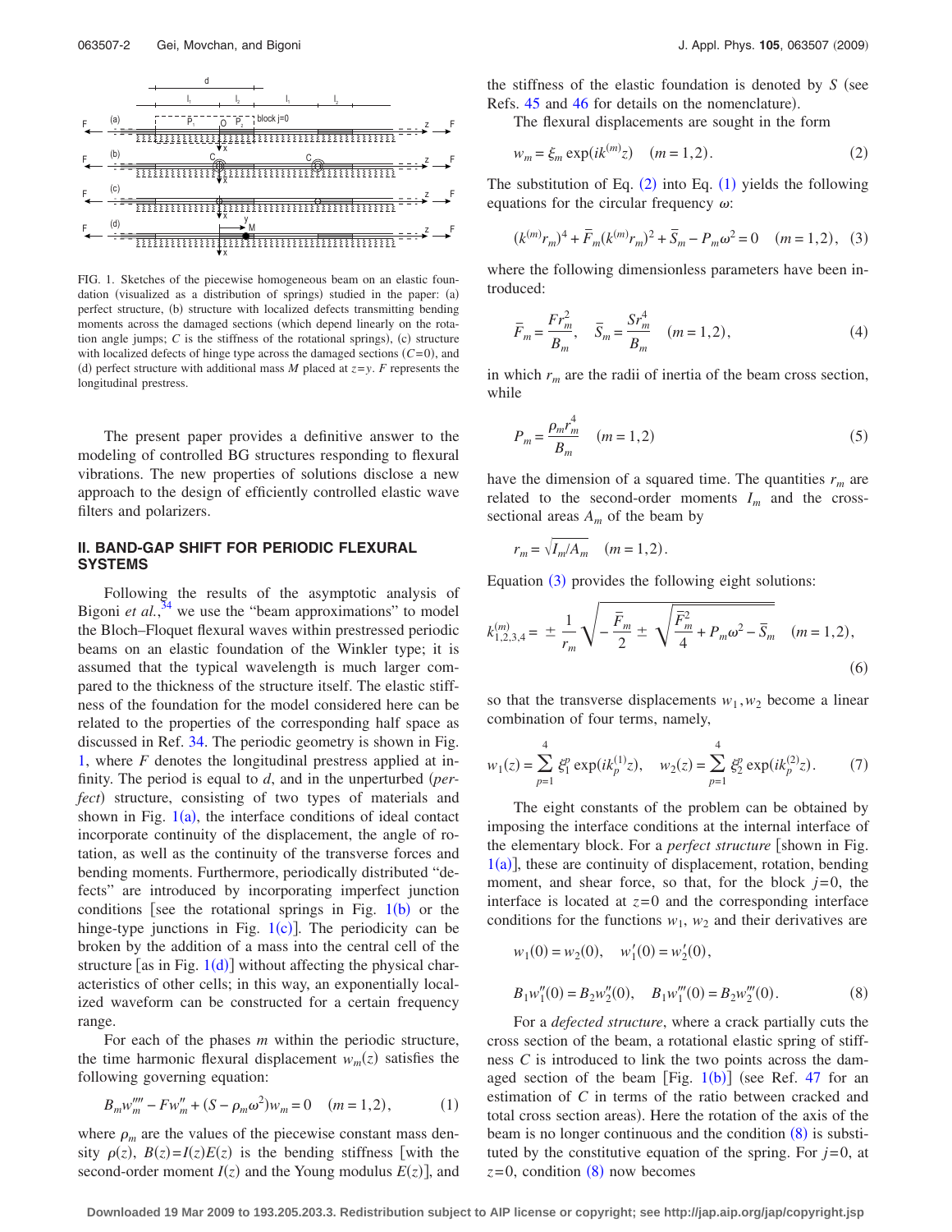FIG. 1. Sketches of the piecewise homogeneous beam on an elastic foundation (visualized as a distribution of springs) studied in the paper: (a) perfect structure, (b) structure with localized defects transmitting bending moments across the damaged sections (which depend linearly on the rotation angle jumps; $C$ is the stiffness of the rotational springs), (c) structure with localized defects of hinge type across the damaged sections ($C$=0), and (d) perfect structure with additional mass $M$ placed at $z=y$. $F$ represents the longitudinal prestress.

The present paper provides a definitive answer to the modeling of controlled BG structures responding to flexural vibrations. The new properties of solutions disclose a new approach to the design of efficiently controlled elastic wave filters and polarizers.

## II. BAND-GAP SHIFT FOR PERIODIC FLEXURAL SYSTEMS

Following the results of the asymptotic analysis of Bigoni *et al.*,[34] we use the "beam approximations" to model the Bloch–Floquet flexural waves within prestressed periodic beams on an elastic foundation of the Winkler type; it is assumed that the typical wavelength is much larger compared to the thickness of the structure itself. The elastic stiffness of the foundation for the model considered here can be related to the properties of the corresponding half space as discussed in Ref. 34. The periodic geometry is shown in Fig. 1, where $F$ denotes the longitudinal prestress applied at infinity. The period is equal to $d$, and in the unperturbed (*perfect*) structure, consisting of two types of materials and shown in Fig. 1(a), the interface conditions of ideal contact incorporate continuity of the displacement, the angle of rotation, as well as the continuity of the transverse forces and bending moments. Furthermore, periodically distributed "defects" are introduced by incorporating imperfect junction conditions [see the rotational springs in Fig. 1(b) or the hinge-type junctions in Fig. 1(c)]. The periodicity can be broken by the addition of a mass into the central cell of the structure [as in Fig. 1(d)] without affecting the physical characteristics of other cells; in this way, an exponentially localized waveform can be constructed for a certain frequency range.

For each of the phases $m$ within the periodic structure, the time harmonic flexural displacement $w_m(z)$ satisfies the following governing equation:

$$B_m w_m'''' - F w_m'' + (S - \rho_m \omega^2) w_m = 0 \quad (m = 1,2), \tag{1}$$

where $\rho_m$ are the values of the piecewise constant mass density $\rho(z)$, $B(z)=I(z)E(z)$ is the bending stiffness [with the second-order moment $I(z)$ and the Young modulus $E(z)$], and the stiffness of the elastic foundation is denoted by $S$ (see Refs. 45 and 46 for details on the nomenclature).

The flexural displacements are sought in the form

$$w_m = \xi_m \exp(i k^{(m)} z) \quad (m = 1,2). \tag{2}$$

The substitution of Eq. (2) into Eq. (1) yields the following equations for the circular frequency $\omega$:

$$(k^{(m)} r_m)^4 + \bar{F}_m (k^{(m)} r_m)^2 + \bar{S}_m - P_m \omega^2 = 0 \quad (m = 1,2), \tag{3}$$

where the following dimensionless parameters have been introduced:

$$\bar{F}_m = \frac{F r_m^2}{B_m}, \quad \bar{S}_m = \frac{S r_m^4}{B_m} \quad (m = 1,2), \tag{4}$$

in which $r_m$ are the radii of inertia of the beam cross section, while

$$P_m = \frac{\rho_m r_m^4}{B_m} \quad (m = 1,2) \tag{5}$$

have the dimension of a squared time. The quantities $r_m$ are related to the second-order moments $I_m$ and the cross-sectional areas $A_m$ of the beam by

$$r_m = \sqrt{I_m / A_m} \quad (m = 1,2).$$

Equation (3) provides the following eight solutions:

$$k_{1,2,3,4}^{(m)} = \pm \frac{1}{r_m} \sqrt{-\frac{\bar{F}_m}{2} \pm \sqrt{\frac{\bar{F}_m^2}{4} + P_m \omega^2 - \bar{S}_m}} \quad (m = 1,2), \tag{6}$$

so that the transverse displacements $w_1, w_2$ become a linear combination of four terms, namely,

$$w_1(z) = \sum_{p=1}^{4} \xi_1^p \exp(i k_p^{(1)} z), \quad w_2(z) = \sum_{p=1}^{4} \xi_2^p \exp(i k_p^{(2)} z). \tag{7}$$

The eight constants of the problem can be obtained by imposing the interface conditions at the internal interface of the elementary block. For a *perfect structure* [shown in Fig. 1(a)], these are continuity of displacement, rotation, bending moment, and shear force, so that, for the block $j=0$, the interface is located at $z=0$ and the corresponding interface conditions for the functions $w_1$, $w_2$ and their derivatives are

$$w_1(0) = w_2(0), \quad w_1'(0) = w_2'(0),$$

$$B_1 w_1''(0) = B_2 w_2''(0), \quad B_1 w_1'''(0) = B_2 w_2'''(0). \tag{8}$$

For a *defected structure*, where a crack partially cuts the cross section of the beam, a rotational elastic spring of stiffness $C$ is introduced to link the two points across the damaged section of the beam [Fig. 1(b)] (see Ref. 47 for an estimation of $C$ in terms of the ratio between cracked and total cross section areas). Here the rotation of the axis of the beam is no longer continuous and the condition (8) is substituted by the constitutive equation of the spring. For $j=0$, at $z=0$, condition (8) now becomes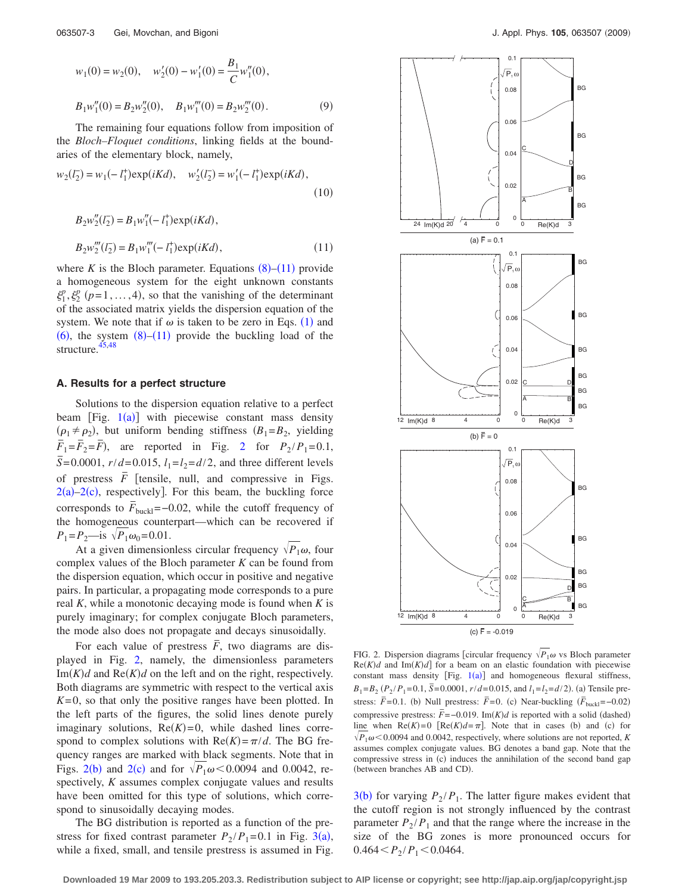$$w_1(0) = w_2(0), \quad w_2'(0) - w_1'(0) = \frac{B_1}{C} w_1''(0),$$

$$B_1 w_1''(0) = B_2 w_2''(0), \quad B_1 w_1'''(0) = B_2 w_2'''(0). \tag{9}$$

The remaining four equations follow from imposition of the *Bloch–Floquet conditions*, linking fields at the boundaries of the elementary block, namely,

$$w_2(l_2^-) = w_1(-l_1^+)\exp(iKd), \quad w_2'(l_2^-) = w_1'(-l_1^+)\exp(iKd), \tag{10}$$

$$B_2 w_2''(l_2^-) = B_1 w_1''(-l_1^+)\exp(iKd),$$

$$B_2 w_2'''(l_2^-) = B_1 w_1'''(-l_1^+)\exp(iKd), \tag{11}$$

where $K$ is the Bloch parameter. Equations (8)–(11) provide a homogeneous system for the eight unknown constants $\xi_1^p, \xi_2^p$ $(p=1,\ldots,4)$, so that the vanishing of the determinant of the associated matrix yields the dispersion equation of the system. We note that if $\omega$ is taken to be zero in Eqs. (1) and (6), the system (8)–(11) provide the buckling load of the structure.[45,48]

### A. Results for a perfect structure

Solutions to the dispersion equation relative to a perfect beam [Fig. 1(a)] with piecewise constant mass density $(\rho_1 \neq \rho_2)$, but uniform bending stiffness $(B_1 = B_2$, yielding $\bar{F}_1 = \bar{F}_2 = \bar{F})$, are reported in Fig. 2 for $P_2/P_1 = 0.1$, $\bar{S} = 0.0001$, $r/d = 0.015$, $l_1 = l_2 = d/2$, and three different levels of prestress $\bar{F}$ [tensile, null, and compressive in Figs. 2(a)–2(c), respectively]. For this beam, the buckling force corresponds to $\bar{F}_{\text{buckl}} = -0.02$, while the cutoff frequency of the homogeneous counterpart—which can be recovered if $P_1 = P_2$—is $\sqrt{P_1}\omega_0 = 0.01$.

At a given dimensionless circular frequency $\sqrt{P_1}\omega$, four complex values of the Bloch parameter $K$ can be found from the dispersion equation, which occur in positive and negative pairs. In particular, a propagating mode corresponds to a pure real $K$, while a monotonic decaying mode is found when $K$ is purely imaginary; for complex conjugate Bloch parameters, the mode also does not propagate and decays sinusoidally.

For each value of prestress $\bar{F}$, two diagrams are displayed in Fig. 2, namely, the dimensionless parameters $\text{Im}(K)d$ and $\text{Re}(K)d$ on the left and on the right, respectively. Both diagrams are symmetric with respect to the vertical axis $K=0$, so that only the positive ranges have been plotted. In the left parts of the figures, the solid lines denote purely imaginary solutions, $\text{Re}(K)=0$, while dashed lines correspond to complex solutions with $\text{Re}(K) = \pi/d$. The BG frequency ranges are marked with black segments. Note that in Figs. 2(b) and 2(c) and for $\sqrt{P_1}\omega < 0.0094$ and 0.0042, respectively, $K$ assumes complex conjugate values and results have been omitted for this type of solutions, which correspond to sinusoidally decaying modes.

The BG distribution is reported as a function of the prestress for fixed contrast parameter $P_2/P_1 = 0.1$ in Fig. 3(a), while a fixed, small, and tensile prestress is assumed in Fig. 3(b) for varying $P_2/P_1$. The latter figure makes evident that the cutoff region is not strongly influenced by the contrast parameter $P_2/P_1$ and that the range where the increase in the size of the BG zones is more pronounced occurs for $0.464 < P_2/P_1 < 0.0464$.

FIG. 2. Dispersion diagrams [circular frequency $\sqrt{P_1}\omega$ vs Bloch parameter $\text{Re}(K)d$ and $\text{Im}(K)d$] for a beam on an elastic foundation with piecewise constant mass density [Fig. 1(a)] and homogeneous flexural stiffness, $B_1 = B_2$ $(P_2/P_1 = 0.1$, $\bar{S} = 0.0001$, $r/d = 0.015$, and $l_1 = l_2 = d/2)$. (a) Tensile prestress: $\bar{F} = 0.1$. (b) Null prestress: $\bar{F} = 0$. (c) Near-buckling $(\bar{F}_{\text{buckl}} = -0.02)$ compressive prestress: $\bar{F} = -0.019$. $\text{Im}(K)d$ is reported with a solid (dashed) line when $\text{Re}(K)=0$ $[\text{Re}(K)d = \pi]$. Note that in cases (b) and (c) for $\sqrt{P_1}\omega < 0.0094$ and 0.0042, respectively, where solutions are not reported, $K$ assumes complex conjugate values. BG denotes a band gap. Note that the compressive stress in (c) induces the annihilation of the second band gap (between branches AB and CD).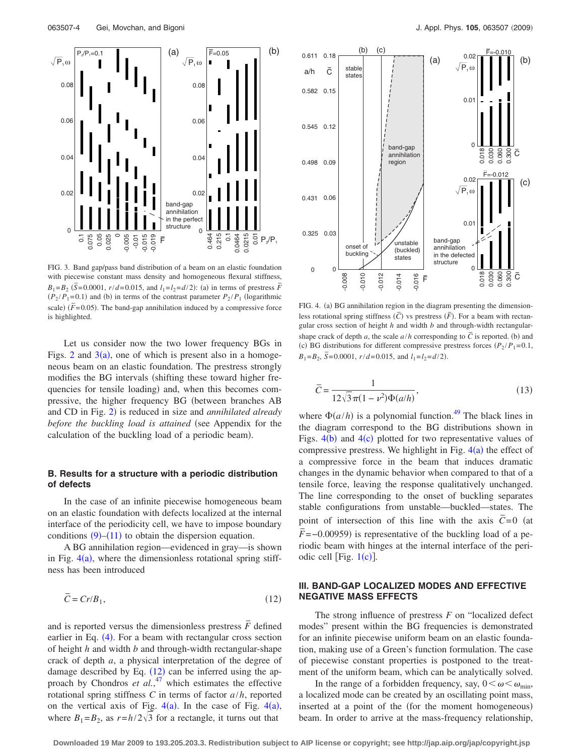FIG. 3. Band gap/pass band distribution of a beam on an elastic foundation with piecewise constant mass density and homogeneous flexural stiffness, $B_1 = B_2$ ($\bar{S}=0.0001$, $r/d=0.015$, and $l_1=l_2=d/2$): (a) in terms of prestress $\bar{F}$ ($P_2/P_1=0.1$) and (b) in terms of the contrast parameter $P_2/P_1$ (logarithmic scale) ($\bar{F}=0.05$). The band-gap annihilation induced by a compressive force is highlighted.

Let us consider now the two lower frequency BGs in Figs. 2 and 3(a), one of which is present also in a homogeneous beam on an elastic foundation. The prestress strongly modifies the BG intervals (shifting these toward higher frequencies for tensile loading) and, when this becomes compressive, the higher frequency BG (between branches AB and CD in Fig. 2) is reduced in size and *annihilated already before the buckling load is attained* (see Appendix for the calculation of the buckling load of a periodic beam).

### B. Results for a structure with a periodic distribution of defects

In the case of an infinite piecewise homogeneous beam on an elastic foundation with defects localized at the internal interface of the periodicity cell, we have to impose boundary conditions (9)–(11) to obtain the dispersion equation.

A BG annihilation region—evidenced in gray—is shown in Fig. 4(a), where the dimensionless rotational spring stiffness has been introduced

$$\bar{C} = Cr/B_1, \tag{12}$$

and is reported versus the dimensionless prestress $\bar{F}$ defined earlier in Eq. (4). For a beam with rectangular cross section of height $h$ and width $b$ and through-width rectangular-shape crack of depth $a$, a physical interpretation of the degree of damage described by Eq. (12) can be inferred using the approach by Chondros *et al.*,[47] which estimates the effective rotational spring stiffness $C$ in terms of factor $a/h$, reported on the vertical axis of Fig. 4(a). In the case of Fig. 4(a), where $B_1=B_2$, as $r=h/2\sqrt{3}$ for a rectangle, it turns out that

FIG. 4. (a) BG annihilation region in the diagram presenting the dimensionless rotational spring stiffness ($\bar{C}$) vs prestress ($\bar{F}$). For a beam with rectangular cross section of height $h$ and width $b$ and through-width rectangular-shape crack of depth $a$, the scale $a/h$ corresponding to $\bar{C}$ is reported. (b) and (c) BG distributions for different compressive prestress forces ($P_2/P_1=0.1$, $B_1=B_2$, $\bar{S}=0.0001$, $r/d=0.015$, and $l_1=l_2=d/2$).

$$\bar{C} = \frac{1}{12\sqrt{3}\pi(1-\nu^2)\Phi(a/h)}, \tag{13}$$

where $\Phi(a/h)$ is a polynomial function.[49] The black lines in the diagram correspond to the BG distributions shown in Figs. 4(b) and 4(c) plotted for two representative values of compressive prestress. We highlight in Fig. 4(a) the effect of a compressive force in the beam that induces dramatic changes in the dynamic behavior when compared to that of a tensile force, leaving the response qualitatively unchanged. The line corresponding to the onset of buckling separates stable configurations from unstable—buckled—states. The point of intersection of this line with the axis $\bar{C}=0$ (at $\bar{F}=-0.00959$) is representative of the buckling load of a periodic beam with hinges at the internal interface of the periodic cell [Fig. 1(c)].

## III. BAND-GAP LOCALIZED MODES AND EFFECTIVE NEGATIVE MASS EFFECTS

The strong influence of prestress $F$ on "localized defect modes" present within the BG frequencies is demonstrated for an infinite piecewise uniform beam on an elastic foundation, making use of a Green's function formulation. The case of piecewise constant properties is postponed to the treatment of the uniform beam, which can be analytically solved.

In the range of a forbidden frequency, say, $0<\omega<\omega_{\min}$, a localized mode can be created by an oscillating point mass, inserted at a point of the (for the moment homogeneous) beam. In order to arrive at the mass-frequency relationship,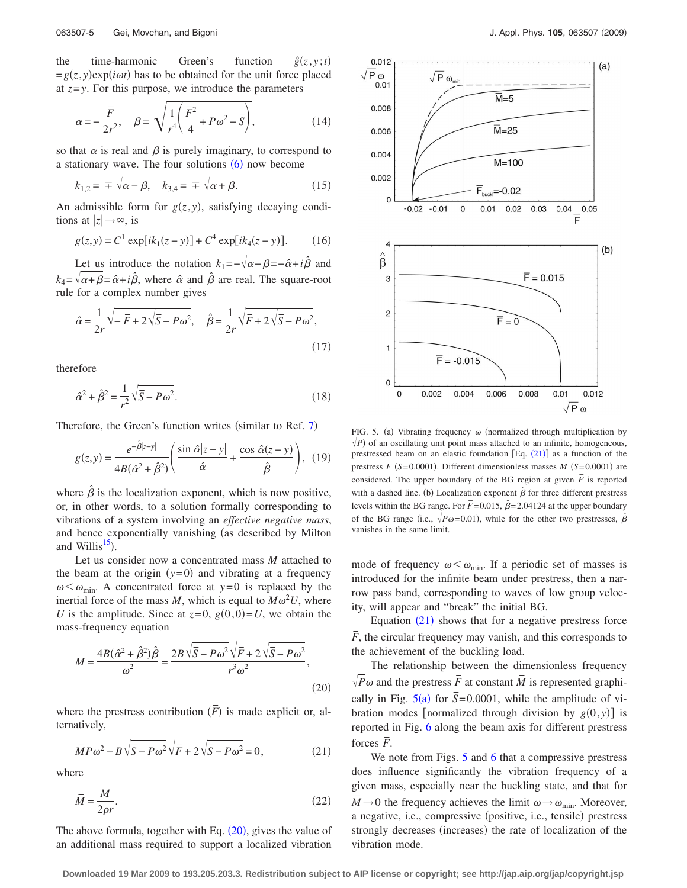the time-harmonic Green's function $\hat{g}(z,y;t) = g(z,y)\exp(i\omega t)$ has to be obtained for the unit force placed at $z=y$. For this purpose, we introduce the parameters

$$\alpha = -\frac{\bar{F}}{2r^2}, \quad \beta = \sqrt{\frac{1}{r^4}\left(\frac{\bar{F}^2}{4} + P\omega^2 - \bar{S}\right)}, \tag{14}$$

so that $\alpha$ is real and $\beta$ is purely imaginary, to correspond to a stationary wave. The four solutions (6) now become

$$k_{1,2} = \mp\sqrt{\alpha-\beta}, \quad k_{3,4} = \mp\sqrt{\alpha+\beta}. \tag{15}$$

An admissible form for $g(z,y)$, satisfying decaying conditions at $|z|\to\infty$, is

$$g(z,y) = C^1 \exp[ik_1(z-y)] + C^4 \exp[ik_4(z-y)]. \tag{16}$$

Let us introduce the notation $k_1 = -\sqrt{\alpha-\beta} = -\hat{\alpha} + i\hat{\beta}$ and $k_4 = \sqrt{\alpha+\beta} = \hat{\alpha} + i\hat{\beta}$, where $\hat{\alpha}$ and $\hat{\beta}$ are real. The square-root rule for a complex number gives

$$\hat{\alpha} = \frac{1}{2r}\sqrt{-\bar{F} + 2\sqrt{\bar{S} - P\omega^2}}, \quad \hat{\beta} = \frac{1}{2r}\sqrt{\bar{F} + 2\sqrt{\bar{S} - P\omega^2}}, \tag{17}$$

therefore

$$\hat{\alpha}^2 + \hat{\beta}^2 = \frac{1}{r^2}\sqrt{\bar{S} - P\omega^2}. \tag{18}$$

Therefore, the Green's function writes (similar to Ref. 7)

$$g(z,y) = \frac{e^{-\hat{\beta}|z-y|}}{4B(\hat{\alpha}^2 + \hat{\beta}^2)}\left(\frac{\sin\hat{\alpha}|z-y|}{\hat{\alpha}} + \frac{\cos\hat{\alpha}(z-y)}{\hat{\beta}}\right), \tag{19}$$

where $\hat{\beta}$ is the localization exponent, which is now positive, or, in other words, to a solution formally corresponding to vibrations of a system involving an *effective negative mass*, and hence exponentially vanishing (as described by Milton and Willis[15]).

Let us consider now a concentrated mass $M$ attached to the beam at the origin ($y=0$) and vibrating at a frequency $\omega < \omega_{\min}$. A concentrated force at $y=0$ is replaced by the inertial force of the mass $M$, which is equal to $M\omega^2 U$, where $U$ is the amplitude. Since at $z=0$, $g(0,0)=U$, we obtain the mass-frequency equation

$$M = \frac{4B(\hat{\alpha}^2 + \hat{\beta}^2)\hat{\beta}}{\omega^2} = \frac{2B\sqrt{\bar{S} - P\omega^2}\sqrt{\bar{F} + 2\sqrt{\bar{S} - P\omega^2}}}{r^3\omega^2}, \tag{20}$$

where the prestress contribution ($\bar{F}$) is made explicit or, alternatively,

$$\bar{M}P\omega^2 - B\sqrt{\bar{S} - P\omega^2}\sqrt{\bar{F} + 2\sqrt{\bar{S} - P\omega^2}} = 0, \tag{21}$$

where

$$\bar{M} = \frac{M}{2\rho r}. \tag{22}$$

The above formula, together with Eq. (20), gives the value of an additional mass required to support a localized vibration mode of frequency $\omega < \omega_{\min}$. If a periodic set of masses is introduced for the infinite beam under prestress, then a narrow pass band, corresponding to waves of low group velocity, will appear and "break" the initial BG.

Equation (21) shows that for a negative prestress force $\bar{F}$, the circular frequency may vanish, and this corresponds to the achievement of the buckling load.

The relationship between the dimensionless frequency $\sqrt{P}\omega$ and the prestress $\bar{F}$ at constant $\bar{M}$ is represented graphically in Fig. 5(a) for $\bar{S}=0.0001$, while the amplitude of vibration modes [normalized through division by $g(0,y)$] is reported in Fig. 6 along the beam axis for different prestress forces $\bar{F}$.

We note from Figs. 5 and 6 that a compressive prestress does influence significantly the vibration frequency of a given mass, especially near the buckling state, and that for $\bar{M}\to 0$ the frequency achieves the limit $\omega\to\omega_{\min}$. Moreover, a negative, i.e., compressive (positive, i.e., tensile) prestress strongly decreases (increases) the rate of localization of the vibration mode.

FIG. 5. (a) Vibrating frequency $\omega$ (normalized through multiplication by $\sqrt{P}$) of an oscillating unit point mass attached to an infinite, homogeneous, prestressed beam on an elastic foundation [Eq. (21)] as a function of the prestress $\bar{F}$ ($\bar{S}=0.0001$). Different dimensionless masses $\bar{M}$ ($\bar{S}=0.0001$) are considered. The upper boundary of the BG region at given $\bar{F}$ is reported with a dashed line. (b) Localization exponent $\hat{\beta}$ for three different prestress levels within the BG range. For $\bar{F}=0.015$, $\hat{\beta}=2.04124$ at the upper boundary of the BG range (i.e., $\sqrt{P}\omega=0.01$), while for the other two prestresses, $\hat{\beta}$ vanishes in the same limit.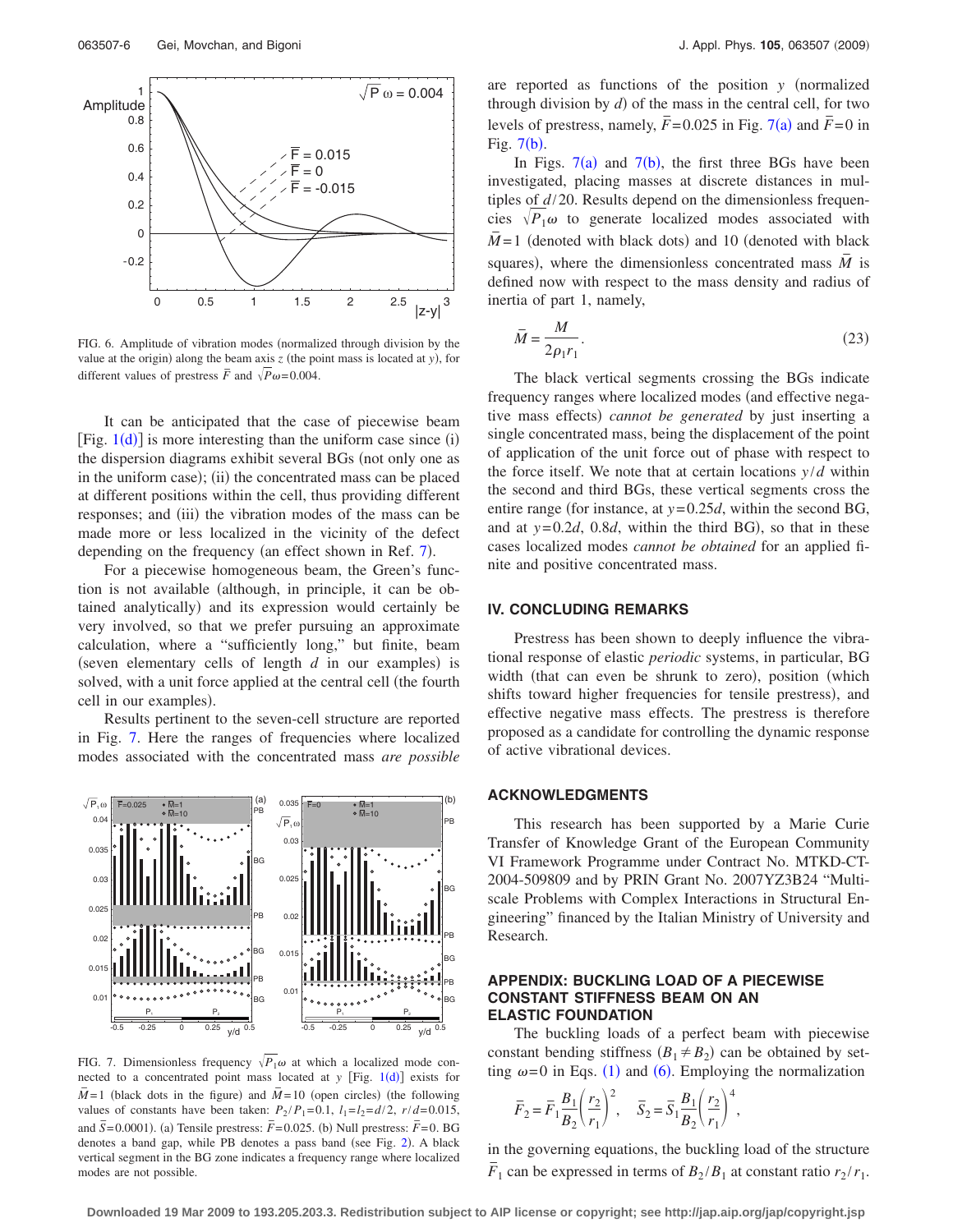FIG. 6. Amplitude of vibration modes (normalized through division by the value at the origin) along the beam axis $z$ (the point mass is located at $y$), for different values of prestress $\bar{F}$ and $\sqrt{P}\omega=0.004$.

It can be anticipated that the case of piecewise beam [Fig. 1(d)] is more interesting than the uniform case since (i) the dispersion diagrams exhibit several BGs (not only one as in the uniform case); (ii) the concentrated mass can be placed at different positions within the cell, thus providing different responses; and (iii) the vibration modes of the mass can be made more or less localized in the vicinity of the defect depending on the frequency (an effect shown in Ref. 7).

For a piecewise homogeneous beam, the Green's function is not available (although, in principle, it can be obtained analytically) and its expression would certainly be very involved, so that we prefer pursuing an approximate calculation, where a "sufficiently long," but finite, beam (seven elementary cells of length $d$ in our examples) is solved, with a unit force applied at the central cell (the fourth cell in our examples).

Results pertinent to the seven-cell structure are reported in Fig. 7. Here the ranges of frequencies where localized modes associated with the concentrated mass *are possible* are reported as functions of the position $y$ (normalized through division by $d$) of the mass in the central cell, for two levels of prestress, namely, $\bar{F}=0.025$ in Fig. 7(a) and $\bar{F}=0$ in Fig. 7(b).

In Figs. 7(a) and 7(b), the first three BGs have been investigated, placing masses at discrete distances in multiples of $d/20$. Results depend on the dimensionless frequencies $\sqrt{P_1}\omega$ to generate localized modes associated with $\bar{M}=1$ (denoted with black dots) and 10 (denoted with black squares), where the dimensionless concentrated mass $\bar{M}$ is defined now with respect to the mass density and radius of inertia of part 1, namely,

$$\bar{M} = \frac{M}{2\rho_1 r_1}. \tag{23}$$

The black vertical segments crossing the BGs indicate frequency ranges where localized modes (and effective negative mass effects) *cannot be generated* by just inserting a single concentrated mass, being the displacement of the point of application of the unit force out of phase with respect to the force itself. We note that at certain locations $y/d$ within the second and third BGs, these vertical segments cross the entire range (for instance, at $y=0.25d$, within the second BG, and at $y=0.2d$, $0.8d$, within the third BG), so that in these cases localized modes *cannot be obtained* for an applied finite and positive concentrated mass.

FIG. 7. Dimensionless frequency $\sqrt{P_1}\omega$ at which a localized mode connected to a concentrated point mass located at $y$ [Fig. 1(d)] exists for $\bar{M}=1$ (black dots in the figure) and $\bar{M}=10$ (open circles) (the following values of constants have been taken: $P_2/P_1=0.1$, $l_1=l_2=d/2$, $r/d=0.015$, and $\bar{S}=0.0001$). (a) Tensile prestress: $\bar{F}=0.025$. (b) Null prestress: $\bar{F}=0$. BG denotes a band gap, while PB denotes a pass band (see Fig. 2). A black vertical segment in the BG zone indicates a frequency range where localized modes are not possible.

## IV. CONCLUDING REMARKS

Prestress has been shown to deeply influence the vibrational response of elastic *periodic* systems, in particular, BG width (that can even be shrunk to zero), position (which shifts toward higher frequencies for tensile prestress), and effective negative mass effects. The prestress is therefore proposed as a candidate for controlling the dynamic response of active vibrational devices.

## ACKNOWLEDGMENTS

This research has been supported by a Marie Curie Transfer of Knowledge Grant of the European Community VI Framework Programme under Contract No. MTKD-CT-2004-509809 and by PRIN Grant No. 2007YZ3B24 "Multi-scale Problems with Complex Interactions in Structural Engineering" financed by the Italian Ministry of University and Research.

## APPENDIX: BUCKLING LOAD OF A PIECEWISE CONSTANT STIFFNESS BEAM ON AN ELASTIC FOUNDATION

The buckling loads of a perfect beam with piecewise constant bending stiffness ($B_1 \neq B_2$) can be obtained by setting $\omega=0$ in Eqs. (1) and (6). Employing the normalization

$$\bar{F}_2 = \bar{F}_1 \frac{B_1}{B_2}\left(\frac{r_2}{r_1}\right)^2, \quad \bar{S}_2 = \bar{S}_1 \frac{B_1}{B_2}\left(\frac{r_2}{r_1}\right)^4,$$

in the governing equations, the buckling load of the structure $\bar{F}_1$ can be expressed in terms of $B_2/B_1$ at constant ratio $r_2/r_1$.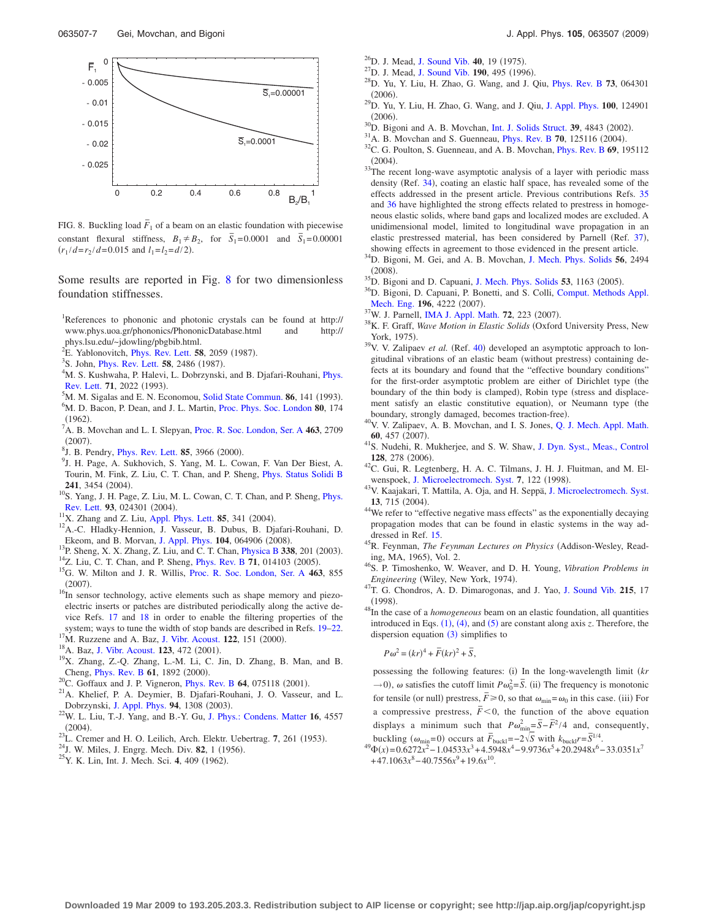$\bar{F}_1$

0

- 0.005

- 0.01

- 0.015

- 0.02

- 0.025

0 0.2 0.4 0.6 0.8 1

$B_2/B_1$

$\bar{S}_1$=0.00001

$\bar{S}_1$=0.0001

FIG. 8. Buckling load $\bar{F}_1$ of a beam on an elastic foundation with piecewise constant flexural stiffness, $B_1 \neq B_2$, for $\bar{S}_1=0.0001$ and $\bar{S}_1=0.00001$ ($r_1/d=r_2/d=0.015$ and $l_1=l_2=d/2$).

Some results are reported in Fig. 8 for two dimensionless foundation stiffnesses.

[1] References to phononic and photonic crystals can be found at http://www.phys.uoa.gr/phononics/PhononicDatabase.html and http://phys.lsu.edu/~jdowling/pbgbib.html.

[2] E. Yablonovitch, Phys. Rev. Lett. **58**, 2059 (1987).

[3] S. John, Phys. Rev. Lett. **58**, 2486 (1987).

[4] M. S. Kushwaha, P. Halevi, L. Dobrzynski, and B. Djafari-Rouhani, Phys. Rev. Lett. **71**, 2022 (1993).

[5] M. M. Sigalas and E. N. Economou, Solid State Commun. **86**, 141 (1993).

[6] M. D. Bacon, P. Dean, and J. L. Martin, Proc. Phys. Soc. London **80**, 174 (1962).

[7] A. B. Movchan and L. I. Slepyan, Proc. R. Soc. London, Ser. A **463**, 2709 (2007).

[8] J. B. Pendry, Phys. Rev. Lett. **85**, 3966 (2000).

[9] J. H. Page, A. Sukhovich, S. Yang, M. L. Cowan, F. Van Der Biest, A. Tourin, M. Fink, Z. Liu, C. T. Chan, and P. Sheng, Phys. Status Solidi B **241**, 3454 (2004).

[10] S. Yang, J. H. Page, Z. Liu, M. L. Cowan, C. T. Chan, and P. Sheng, Phys. Rev. Lett. **93**, 024301 (2004).

[11] X. Zhang and Z. Liu, Appl. Phys. Lett. **85**, 341 (2004).

[12] A.-C. Hladky-Hennion, J. Vasseur, B. Dubus, B. Djafari-Rouhani, D. Ekeom, and B. Morvan, J. Appl. Phys. **104**, 064906 (2008).

[13] P. Sheng, X. X. Zhang, Z. Liu, and C. T. Chan, Physica B **338**, 201 (2003).

[14] Z. Liu, C. T. Chan, and P. Sheng, Phys. Rev. B **71**, 014103 (2005).

[15] G. W. Milton and J. R. Willis, Proc. R. Soc. London, Ser. A **463**, 855 (2007).

[16] In sensor technology, active elements such as shape memory and piezoelectric inserts or patches are distributed periodically along the active device Refs. 17 and 18 in order to enable the filtering properties of the system; ways to tune the width of stop bands are described in Refs. 19–22.

[17] M. Ruzzene and A. Baz, J. Vibr. Acoust. **122**, 151 (2000).

[18] A. Baz, J. Vibr. Acoust. **123**, 472 (2001).

[19] X. Zhang, Z.-Q. Zhang, L.-M. Li, C. Jin, D. Zhang, B. Man, and B. Cheng, Phys. Rev. B **61**, 1892 (2000).

[20] C. Goffaux and J. P. Vigneron, Phys. Rev. B **64**, 075118 (2001).

[21] A. Khelief, P. A. Deymier, B. Djafari-Rouhani, J. O. Vasseur, and L. Dobrzynski, J. Appl. Phys. **94**, 1308 (2003).

[22] W. L. Liu, T.-J. Yang, and B.-Y. Gu, J. Phys.: Condens. Matter **16**, 4557 (2004).

[23] L. Cremer and H. O. Leilich, Arch. Elektr. Uebertrag. **7**, 261 (1953).

[24] J. W. Miles, J. Engrg. Mech. Div. **82**, 1 (1956).

[25] Y. K. Lin, Int. J. Mech. Sci. **4**, 409 (1962).

[26] D. J. Mead, J. Sound Vib. **40**, 19 (1975).

[27] D. J. Mead, J. Sound Vib. **190**, 495 (1996).

[28] D. Yu, Y. Liu, H. Zhao, G. Wang, and J. Qiu, Phys. Rev. B **73**, 064301 (2006).

[29] D. Yu, Y. Liu, H. Zhao, G. Wang, and J. Qiu, J. Appl. Phys. **100**, 124901 (2006).

[30] D. Bigoni and A. B. Movchan, Int. J. Solids Struct. **39**, 4843 (2002).

[31] A. B. Movchan and S. Guenneau, Phys. Rev. B **70**, 125116 (2004).

[32] C. G. Poulton, S. Guenneau, and A. B. Movchan, Phys. Rev. B **69**, 195112 (2004).

[33] The recent long-wave asymptotic analysis of a layer with periodic mass density (Ref. 34), coating an elastic half space, has revealed some of the effects addressed in the present article. Previous contributions Refs. 35 and 36 have highlighted the strong effects related to prestress in homogeneous elastic solids, where band gaps and localized modes are excluded. A unidimensional model, limited to longitudinal wave propagation in an elastic prestressed material, has been considered by Parnell (Ref. 37), showing effects in agreement to those evidenced in the present article.

[34] D. Bigoni, M. Gei, and A. B. Movchan, J. Mech. Phys. Solids **56**, 2494 (2008).

[35] D. Bigoni and D. Capuani, J. Mech. Phys. Solids **53**, 1163 (2005).

[36] D. Bigoni, D. Capuani, P. Bonetti, and S. Colli, Comput. Methods Appl. Mech. Eng. **196**, 4222 (2007).

[37] W. J. Parnell, IMA J. Appl. Math. **72**, 223 (2007).

[38] K. F. Graff, *Wave Motion in Elastic Solids* (Oxford University Press, New York, 1975).

[39] V. V. Zalipaev *et al.* (Ref. 40) developed an asymptotic approach to longitudinal vibrations of an elastic beam (without prestress) containing defects at its boundary and found that the "effective boundary conditions" for the first-order asymptotic problem are either of Dirichlet type (the boundary of the thin body is clamped), Robin type (stress and displacement satisfy an elastic constitutive equation), or Neumann type (the boundary, strongly damaged, becomes traction-free).

[40] V. V. Zalipaev, A. B. Movchan, and I. S. Jones, Q. J. Mech. Appl. Math. **60**, 457 (2007).

[41] S. Nudehi, R. Mukherjee, and S. W. Shaw, J. Dyn. Syst., Meas., Control **128**, 278 (2006).

[42] C. Gui, R. Legtenberg, H. A. C. Tilmans, J. H. J. Fluitman, and M. Elwenspoek, J. Microelectromech. Syst. **7**, 122 (1998).

[43] V. Kaajakari, T. Mattila, A. Oja, and H. Seppä, J. Microelectromech. Syst. **13**, 715 (2004).

[44] We refer to "effective negative mass effects" as the exponentially decaying propagation modes that can be found in elastic systems in the way addressed in Ref. 15.

[45] R. Feynman, *The Feynman Lectures on Physics* (Addison-Wesley, Reading, MA, 1965), Vol. 2.

[46] S. P. Timoshenko, W. Weaver, and D. H. Young, *Vibration Problems in Engineering* (Wiley, New York, 1974).

[47] T. G. Chondros, A. D. Dimarogonas, and J. Yao, J. Sound Vib. **215**, 17 (1998).

[48] In the case of a *homogeneous* beam on an elastic foundation, all quantities introduced in Eqs. (1), (4), and (5) are constant along axis $z$. Therefore, the dispersion equation (3) simplifies to

$$P\omega^2 = (kr)^4 + \bar{F}(kr)^2 + \bar{S},$$

possessing the following features: (i) In the long-wavelength limit ($kr \to 0$), $\omega$ satisfies the cutoff limit $P\omega_0^2 = \bar{S}$. (ii) The frequency is monotonic for tensile (or null) prestress, $\bar{F} \geq 0$, so that $\omega_{\min} = \omega_0$ in this case. (iii) For a compressive prestress, $\bar{F} < 0$, the function of the above equation displays a minimum such that $P\omega_{\min}^2 = \bar{S} - \bar{F}^2/4$ and, consequently, buckling ($\omega_{\min}=0$) occurs at $\bar{F}_{\text{buckl}} = -2\sqrt{\bar{S}}$ with $k_{\text{buckl}} r = \bar{S}^{1/4}$.

[49] $\Phi(x) = 0.6272x^2 - 1.04533x^3 + 4.5948x^4 - 9.9736x^5 + 20.2948x^6 - 33.0351x^7 + 47.1063x^8 - 40.7556x^9 + 19.6x^{10}$.